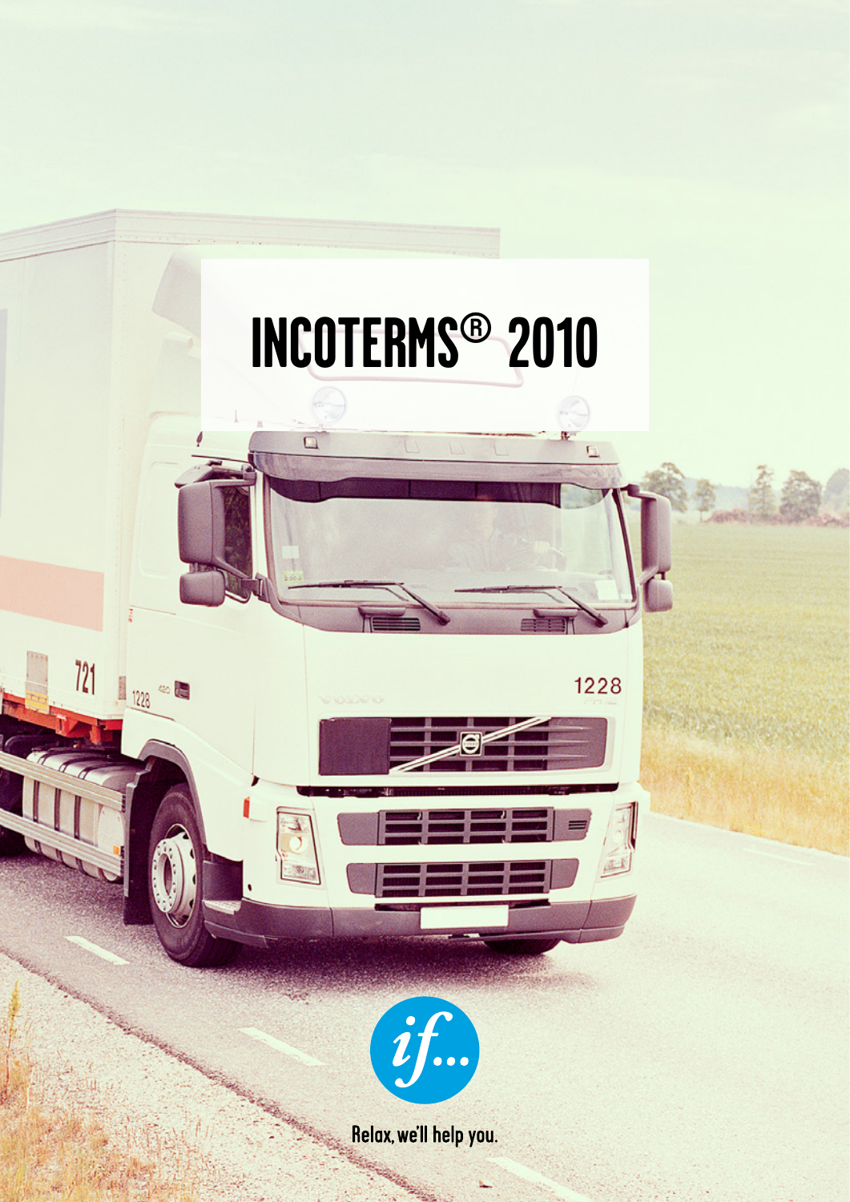# INCOTERMS® 2010

Relax, we'll help you.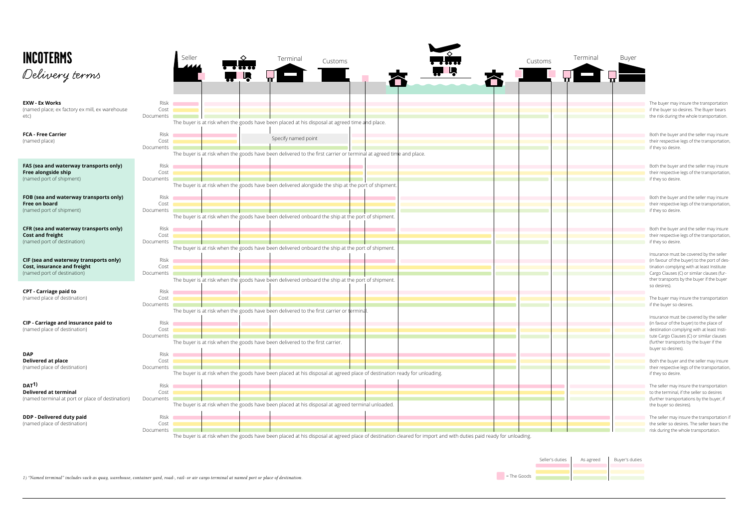# INCOTERMS

*Delivery terms*

Seller | Terminal | Customs | Customs | Terminal | Buyer

**EXW - Ex Works**
(named place; ex factory ex mill, ex warehouse etc)

Risk / Cost / Documents

The buyer is at risk when the goods have been placed at his disposal at agreed time and place.

The buyer may insure the transportation if the buyer so desires. The Buyer bears the risk during the whole transportation.

**FCA - Free Carrier**
(named place)

Risk / Cost / Documents

Specify named point

The buyer is at risk when the goods have been delivered to the first carrier or terminal at agreed time and place.

Both the buyer and the seller may insure their respective legs of the transportation, if they so desire.

**FAS (sea and waterway transports only)**
**Free alongside ship**
(named port of shipment)

Risk / Cost / Documents

The buyer is at risk when the goods have been delivered alongside the ship at the port of shipment.

Both the buyer and the seller may insure their respective legs of the transportation, if they so desire.

**FOB (sea and waterway transports only)**
**Free on board**
(named port of shipment)

Risk / Cost / Documents

The buyer is at risk when the goods have been delivered onboard the ship at the port of shipment.

Both the buyer and the seller may insure their respective legs of the transportation, if they so desire.

**CFR (sea and waterway transports only)**
**Cost and freight**
(named port of destination)

Risk / Cost / Documents

The buyer is at risk when the goods have been delivered onboard the ship at the port of shipment.

Both the buyer and the seller may insure their respective legs of the transportation, if they so desire.

**CIF (sea and waterway transports only)**
**Cost, insurance and freight**
(named port of destination)

Risk / Cost / Documents

The buyer is at risk when the goods have been delivered onboard the ship at the port of shipment.

Insurance must be covered by the seller (in favour of the buyer) to the port of destination complying with at least Institute Cargo Clauses (C) or similar clauses (further transports by the buyer if the buyer so desires).

**CPT - Carriage paid to**
(named place of destination)

Risk / Cost / Documents

The buyer is at risk when the goods have been delivered to the first carrier or terminal.

The buyer may insure the transportation if the buyer so desires.

**CIP - Carriage and insurance paid to**
(named place of destination)

Risk / Cost / Documents

The buyer is at risk when the goods have been delivered to the first carrier.

Insurance must be covered by the seller (in favour of the buyer) to the place of destination complying with at least Institute Cargo Clauses (C) or similar clauses (further transports by the buyer if the buyer so desires).

**DAP**
**Delivered at place**
(named place of destination)

Risk / Cost / Documents

The buyer is at risk when the goods have been placed at his disposal at agreed place of destination ready for unloading.

Both the buyer and the seller may insure their respective legs of the transportation, if they so desire.

**DAT[1)]**
**Delivered at terminal**
(named terminal at port or place of destination)

Risk / Cost / Documents

The buyer is at risk when the goods have been placed at his disposal at agreed terminal unloaded.

The seller may insure the transportation to the terminal, if the seller so desires (further transportations by the buyer, if the buyer so desires).

**DDP - Delivered duty paid**
(named place of destination)

Risk / Cost / Documents

The buyer is at risk when the goods have been placed at his disposal at agreed place of destination cleared for import and with duties paid ready for unloading.

The seller may insure the transportation if the seller so desires. The seller bears the risk during the whole transportation.

= The Goods | Seller's duties | As agreed | Buyer's duties

*1) "Named terminal" includes such as quay, warehouse, container yard, road-, rail- or air cargo terminal at named port or place of destination.*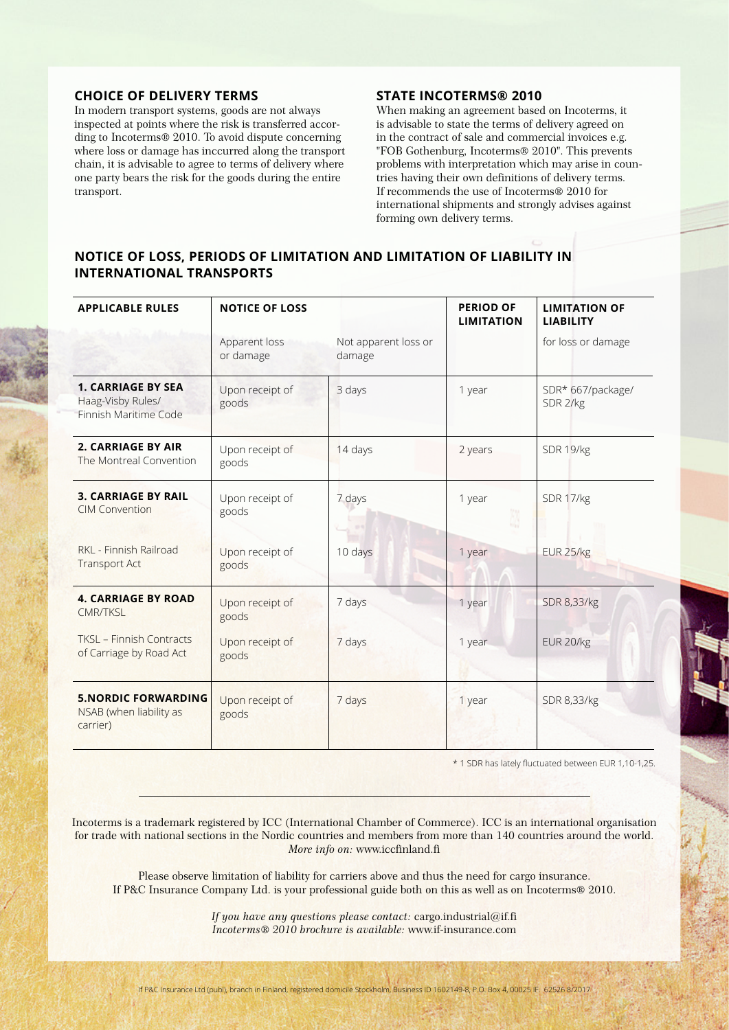## CHOICE OF DELIVERY TERMS

In modern transport systems, goods are not always inspected at points where the risk is transferred according to Incoterms® 2010. To avoid dispute concerning where loss or damage has inccurred along the transport chain, it is advisable to agree to terms of delivery where one party bears the risk for the goods during the entire transport.

## STATE INCOTERMS® 2010

When making an agreement based on Incoterms, it is advisable to state the terms of delivery agreed on in the contract of sale and commercial invoices e.g. "FOB Gothenburg, Incoterms® 2010". This prevents problems with interpretation which may arise in countries having their own definitions of delivery terms. If recommends the use of Incoterms® 2010 for international shipments and strongly advises against forming own delivery terms.

## NOTICE OF LOSS, PERIODS OF LIMITATION AND LIMITATION OF LIABILITY IN INTERNATIONAL TRANSPORTS

| APPLICABLE RULES | NOTICE OF LOSS | | PERIOD OF LIMITATION | LIMITATION OF LIABILITY |
|---|---|---|---|---|
| | Apparent loss or damage | Not apparent loss or damage | | for loss or damage |
| **1. CARRIAGE BY SEA** Haag-Visby Rules/ Finnish Maritime Code | Upon receipt of goods | 3 days | 1 year | SDR* 667/package/ SDR 2/kg |
| **2. CARRIAGE BY AIR** The Montreal Convention | Upon receipt of goods | 14 days | 2 years | SDR 19/kg |
| **3. CARRIAGE BY RAIL** CIM Convention | Upon receipt of goods | 7 days | 1 year | SDR 17/kg |
| RKL - Finnish Railroad Transport Act | Upon receipt of goods | 10 days | 1 year | EUR 25/kg |
| **4. CARRIAGE BY ROAD** CMR/TKSL | Upon receipt of goods | 7 days | 1 year | SDR 8,33/kg |
| TKSL – Finnish Contracts of Carriage by Road Act | Upon receipt of goods | 7 days | 1 year | EUR 20/kg |
| **5.NORDIC FORWARDING** NSAB (when liability as carrier) | Upon receipt of goods | 7 days | 1 year | SDR 8,33/kg |

\* 1 SDR has lately fluctuated between EUR 1,10-1,25.

---

Incoterms is a trademark registered by ICC (International Chamber of Commerce). ICC is an international organisation for trade with national sections in the Nordic countries and members from more than 140 countries around the world. *More info on:* www.iccfinland.fi

Please observe limitation of liability for carriers above and thus the need for cargo insurance. If P&C Insurance Company Ltd. is your professional guide both on this as well as on Incoterms® 2010.

*If you have any questions please contact:* cargo.industrial@if.fi
*Incoterms® 2010 brochure is available:* www.if-insurance.com

If P&C Insurance Ltd (publ), branch in Finland, registered domicile Stockholm, Business ID 1602149-8, P.O. Box 4, 00025 IF. 62526 8/2017